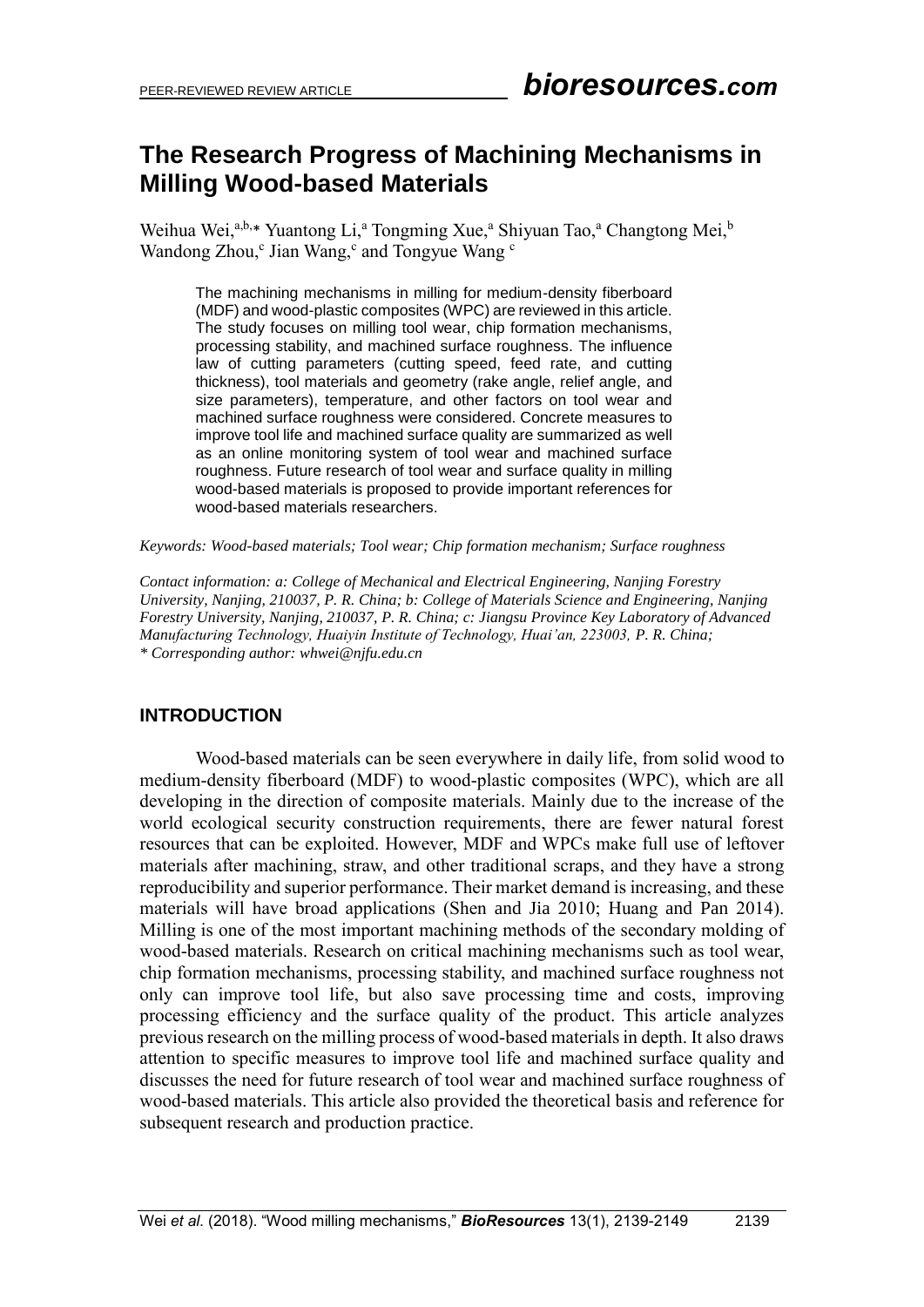# The Research Progress of Machining Mechanisms in Milling Wood-based Materials

Weihua Wei,[a,b,*] Yuantong Li,[a] Tongming Xue,[a] Shiyuan Tao,[a] Changtong Mei,[b] Wandong Zhou,[c] Jian Wang,[c] and Tongyue Wang [c]

The machining mechanisms in milling for medium-density fiberboard (MDF) and wood-plastic composites (WPC) are reviewed in this article. The study focuses on milling tool wear, chip formation mechanisms, processing stability, and machined surface roughness. The influence law of cutting parameters (cutting speed, feed rate, and cutting thickness), tool materials and geometry (rake angle, relief angle, and size parameters), temperature, and other factors on tool wear and machined surface roughness were considered. Concrete measures to improve tool life and machined surface quality are summarized as well as an online monitoring system of tool wear and machined surface roughness. Future research of tool wear and surface quality in milling wood-based materials is proposed to provide important references for wood-based materials researchers.

*Keywords: Wood-based materials; Tool wear; Chip formation mechanism; Surface roughness*

*Contact information: a: College of Mechanical and Electrical Engineering, Nanjing Forestry University, Nanjing, 210037, P. R. China; b: College of Materials Science and Engineering, Nanjing Forestry University, Nanjing, 210037, P. R. China; c: Jiangsu Province Key Laboratory of Advanced Manufacturing Technology, Huaiyin Institute of Technology, Huai'an, 223003, P. R. China;*
*\* Corresponding author: whwei@njfu.edu.cn*

## INTRODUCTION

Wood-based materials can be seen everywhere in daily life, from solid wood to medium-density fiberboard (MDF) to wood-plastic composites (WPC), which are all developing in the direction of composite materials. Mainly due to the increase of the world ecological security construction requirements, there are fewer natural forest resources that can be exploited. However, MDF and WPCs make full use of leftover materials after machining, straw, and other traditional scraps, and they have a strong reproducibility and superior performance. Their market demand is increasing, and these materials will have broad applications (Shen and Jia 2010; Huang and Pan 2014). Milling is one of the most important machining methods of the secondary molding of wood-based materials. Research on critical machining mechanisms such as tool wear, chip formation mechanisms, processing stability, and machined surface roughness not only can improve tool life, but also save processing time and costs, improving processing efficiency and the surface quality of the product. This article analyzes previous research on the milling process of wood-based materials in depth. It also draws attention to specific measures to improve tool life and machined surface quality and discusses the need for future research of tool wear and machined surface roughness of wood-based materials. This article also provided the theoretical basis and reference for subsequent research and production practice.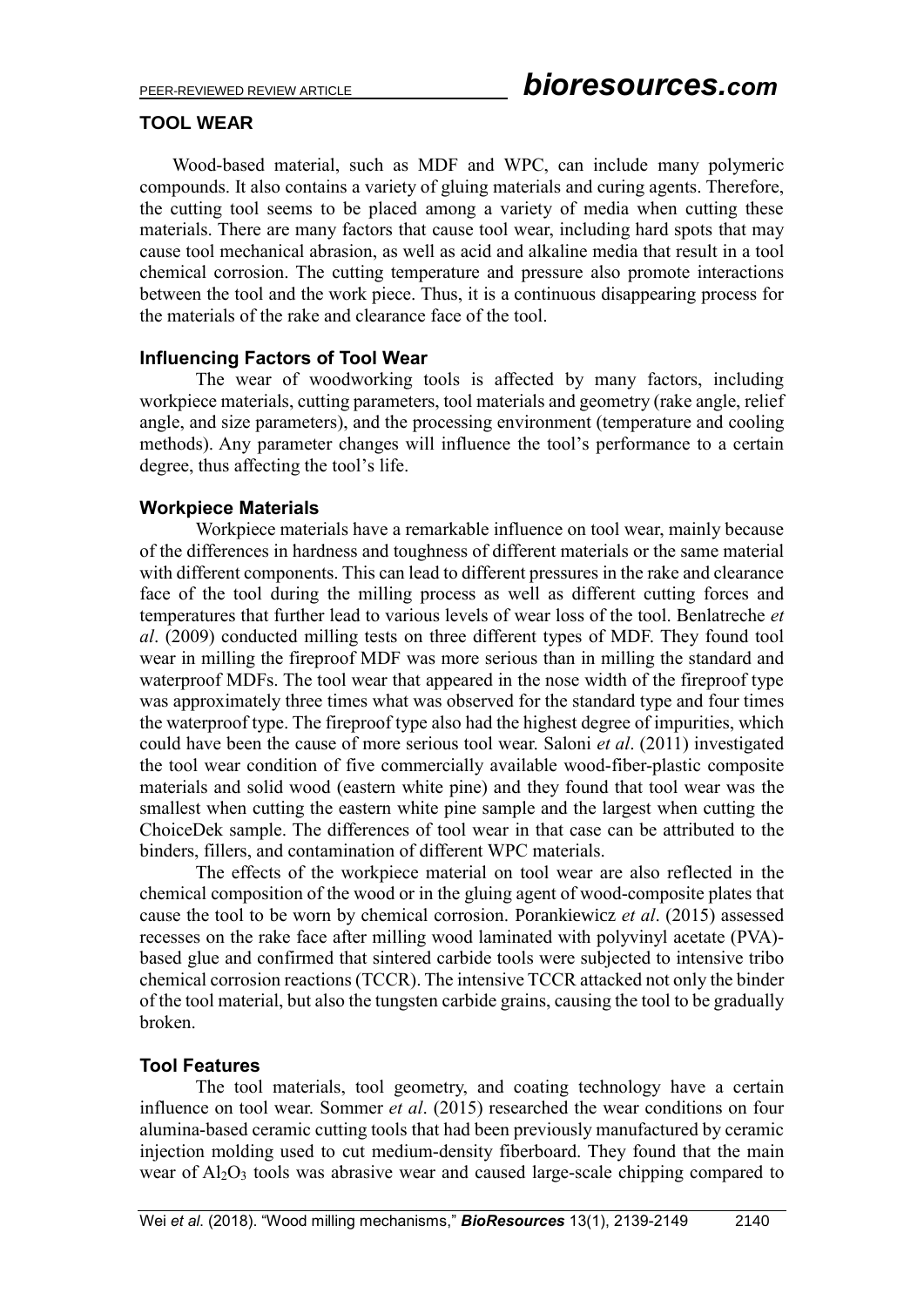## TOOL WEAR

Wood-based material, such as MDF and WPC, can include many polymeric compounds. It also contains a variety of gluing materials and curing agents. Therefore, the cutting tool seems to be placed among a variety of media when cutting these materials. There are many factors that cause tool wear, including hard spots that may cause tool mechanical abrasion, as well as acid and alkaline media that result in a tool chemical corrosion. The cutting temperature and pressure also promote interactions between the tool and the work piece. Thus, it is a continuous disappearing process for the materials of the rake and clearance face of the tool.

### Influencing Factors of Tool Wear

The wear of woodworking tools is affected by many factors, including workpiece materials, cutting parameters, tool materials and geometry (rake angle, relief angle, and size parameters), and the processing environment (temperature and cooling methods). Any parameter changes will influence the tool's performance to a certain degree, thus affecting the tool's life.

### Workpiece Materials

Workpiece materials have a remarkable influence on tool wear, mainly because of the differences in hardness and toughness of different materials or the same material with different components. This can lead to different pressures in the rake and clearance face of the tool during the milling process as well as different cutting forces and temperatures that further lead to various levels of wear loss of the tool. Benlatreche *et al*. (2009) conducted milling tests on three different types of MDF. They found tool wear in milling the fireproof MDF was more serious than in milling the standard and waterproof MDFs. The tool wear that appeared in the nose width of the fireproof type was approximately three times what was observed for the standard type and four times the waterproof type. The fireproof type also had the highest degree of impurities, which could have been the cause of more serious tool wear. Saloni *et al*. (2011) investigated the tool wear condition of five commercially available wood-fiber-plastic composite materials and solid wood (eastern white pine) and they found that tool wear was the smallest when cutting the eastern white pine sample and the largest when cutting the ChoiceDek sample. The differences of tool wear in that case can be attributed to the binders, fillers, and contamination of different WPC materials.

The effects of the workpiece material on tool wear are also reflected in the chemical composition of the wood or in the gluing agent of wood-composite plates that cause the tool to be worn by chemical corrosion. Porankiewicz *et al*. (2015) assessed recesses on the rake face after milling wood laminated with polyvinyl acetate (PVA)-based glue and confirmed that sintered carbide tools were subjected to intensive tribo chemical corrosion reactions (TCCR). The intensive TCCR attacked not only the binder of the tool material, but also the tungsten carbide grains, causing the tool to be gradually broken.

### Tool Features

The tool materials, tool geometry, and coating technology have a certain influence on tool wear. Sommer *et al*. (2015) researched the wear conditions on four alumina-based ceramic cutting tools that had been previously manufactured by ceramic injection molding used to cut medium-density fiberboard. They found that the main wear of $Al_2O_3$ tools was abrasive wear and caused large-scale chipping compared to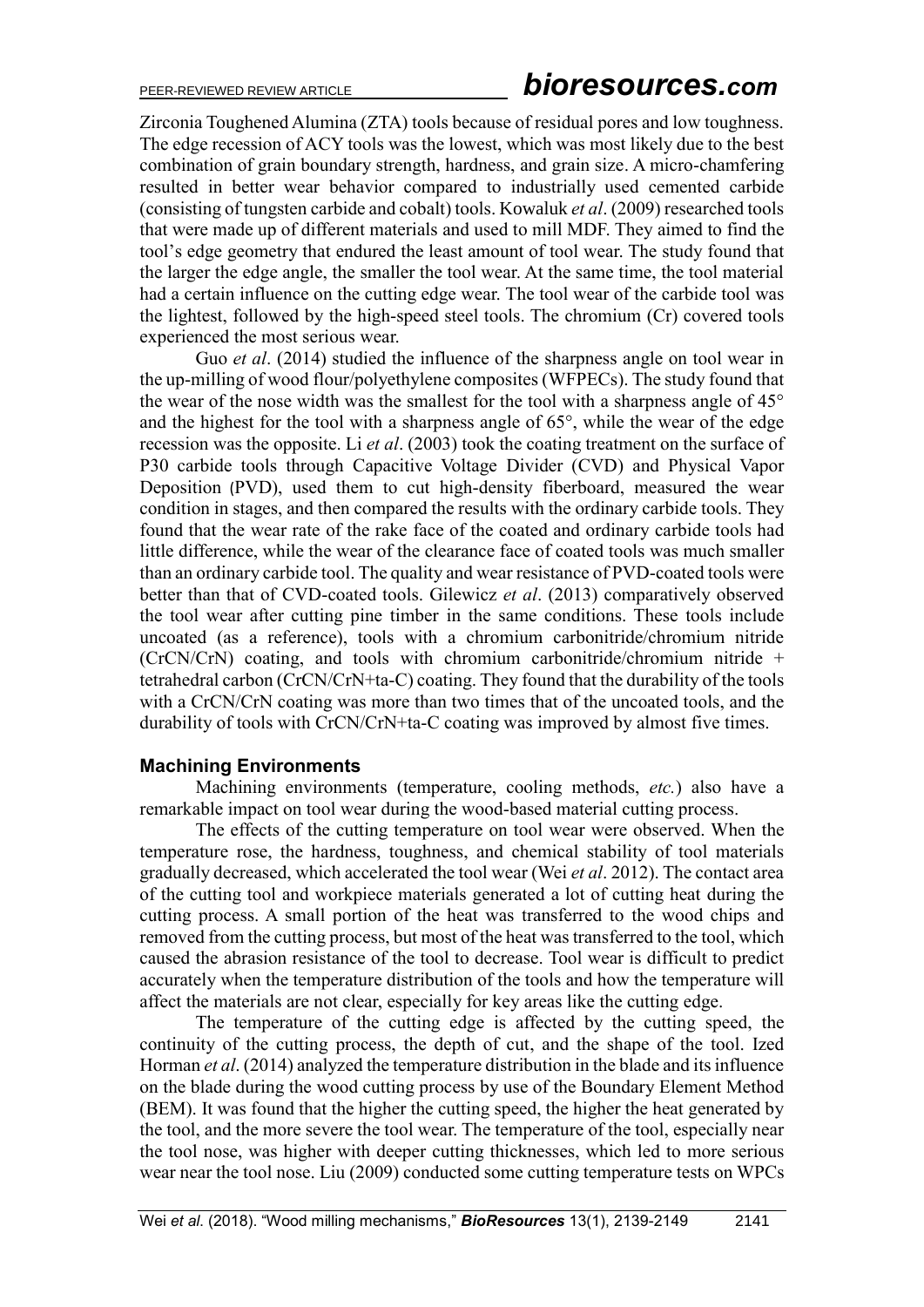Zirconia Toughened Alumina (ZTA) tools because of residual pores and low toughness. The edge recession of ACY tools was the lowest, which was most likely due to the best combination of grain boundary strength, hardness, and grain size. A micro-chamfering resulted in better wear behavior compared to industrially used cemented carbide (consisting of tungsten carbide and cobalt) tools. Kowaluk *et al*. (2009) researched tools that were made up of different materials and used to mill MDF. They aimed to find the tool's edge geometry that endured the least amount of tool wear. The study found that the larger the edge angle, the smaller the tool wear. At the same time, the tool material had a certain influence on the cutting edge wear. The tool wear of the carbide tool was the lightest, followed by the high-speed steel tools. The chromium (Cr) covered tools experienced the most serious wear.

Guo *et al*. (2014) studied the influence of the sharpness angle on tool wear in the up-milling of wood flour/polyethylene composites (WFPECs). The study found that the wear of the nose width was the smallest for the tool with a sharpness angle of 45° and the highest for the tool with a sharpness angle of 65°, while the wear of the edge recession was the opposite. Li *et al*. (2003) took the coating treatment on the surface of P30 carbide tools through Capacitive Voltage Divider (CVD) and Physical Vapor Deposition (PVD), used them to cut high-density fiberboard, measured the wear condition in stages, and then compared the results with the ordinary carbide tools. They found that the wear rate of the rake face of the coated and ordinary carbide tools had little difference, while the wear of the clearance face of coated tools was much smaller than an ordinary carbide tool. The quality and wear resistance of PVD-coated tools were better than that of CVD-coated tools. Gilewicz *et al*. (2013) comparatively observed the tool wear after cutting pine timber in the same conditions. These tools include uncoated (as a reference), tools with a chromium carbonitride/chromium nitride (CrCN/CrN) coating, and tools with chromium carbonitride/chromium nitride + tetrahedral carbon (CrCN/CrN+ta-C) coating. They found that the durability of the tools with a CrCN/CrN coating was more than two times that of the uncoated tools, and the durability of tools with CrCN/CrN+ta-C coating was improved by almost five times.

### Machining Environments

Machining environments (temperature, cooling methods, *etc.*) also have a remarkable impact on tool wear during the wood-based material cutting process.

The effects of the cutting temperature on tool wear were observed. When the temperature rose, the hardness, toughness, and chemical stability of tool materials gradually decreased, which accelerated the tool wear (Wei *et al*. 2012). The contact area of the cutting tool and workpiece materials generated a lot of cutting heat during the cutting process. A small portion of the heat was transferred to the wood chips and removed from the cutting process, but most of the heat was transferred to the tool, which caused the abrasion resistance of the tool to decrease. Tool wear is difficult to predict accurately when the temperature distribution of the tools and how the temperature will affect the materials are not clear, especially for key areas like the cutting edge.

The temperature of the cutting edge is affected by the cutting speed, the continuity of the cutting process, the depth of cut, and the shape of the tool. Ized Horman *et al*. (2014) analyzed the temperature distribution in the blade and its influence on the blade during the wood cutting process by use of the Boundary Element Method (BEM). It was found that the higher the cutting speed, the higher the heat generated by the tool, and the more severe the tool wear. The temperature of the tool, especially near the tool nose, was higher with deeper cutting thicknesses, which led to more serious wear near the tool nose. Liu (2009) conducted some cutting temperature tests on WPCs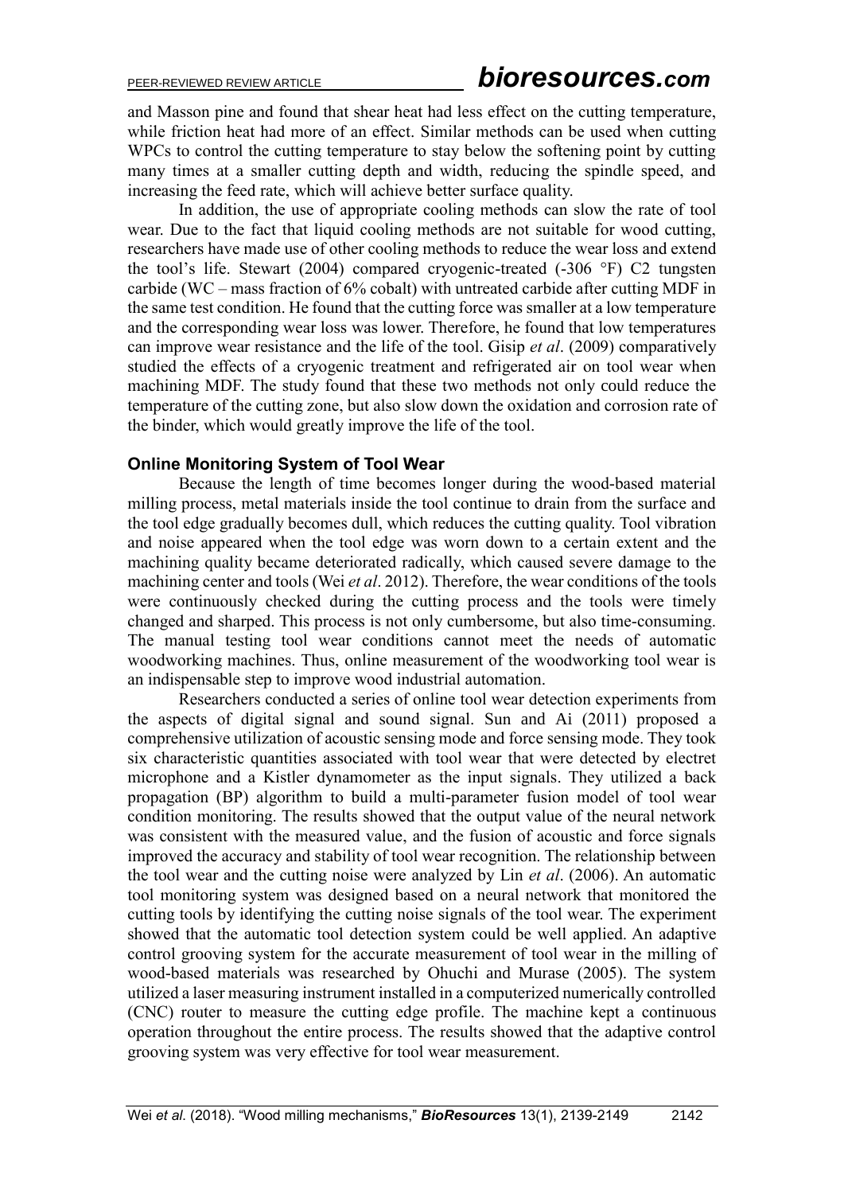and Masson pine and found that shear heat had less effect on the cutting temperature, while friction heat had more of an effect. Similar methods can be used when cutting WPCs to control the cutting temperature to stay below the softening point by cutting many times at a smaller cutting depth and width, reducing the spindle speed, and increasing the feed rate, which will achieve better surface quality.

In addition, the use of appropriate cooling methods can slow the rate of tool wear. Due to the fact that liquid cooling methods are not suitable for wood cutting, researchers have made use of other cooling methods to reduce the wear loss and extend the tool's life. Stewart (2004) compared cryogenic-treated (-306 °F) C2 tungsten carbide (WC – mass fraction of 6% cobalt) with untreated carbide after cutting MDF in the same test condition. He found that the cutting force was smaller at a low temperature and the corresponding wear loss was lower. Therefore, he found that low temperatures can improve wear resistance and the life of the tool. Gisip *et al*. (2009) comparatively studied the effects of a cryogenic treatment and refrigerated air on tool wear when machining MDF. The study found that these two methods not only could reduce the temperature of the cutting zone, but also slow down the oxidation and corrosion rate of the binder, which would greatly improve the life of the tool.

### Online Monitoring System of Tool Wear

Because the length of time becomes longer during the wood-based material milling process, metal materials inside the tool continue to drain from the surface and the tool edge gradually becomes dull, which reduces the cutting quality. Tool vibration and noise appeared when the tool edge was worn down to a certain extent and the machining quality became deteriorated radically, which caused severe damage to the machining center and tools (Wei *et al*. 2012). Therefore, the wear conditions of the tools were continuously checked during the cutting process and the tools were timely changed and sharped. This process is not only cumbersome, but also time-consuming. The manual testing tool wear conditions cannot meet the needs of automatic woodworking machines. Thus, online measurement of the woodworking tool wear is an indispensable step to improve wood industrial automation.

Researchers conducted a series of online tool wear detection experiments from the aspects of digital signal and sound signal. Sun and Ai (2011) proposed a comprehensive utilization of acoustic sensing mode and force sensing mode. They took six characteristic quantities associated with tool wear that were detected by electret microphone and a Kistler dynamometer as the input signals. They utilized a back propagation (BP) algorithm to build a multi-parameter fusion model of tool wear condition monitoring. The results showed that the output value of the neural network was consistent with the measured value, and the fusion of acoustic and force signals improved the accuracy and stability of tool wear recognition. The relationship between the tool wear and the cutting noise were analyzed by Lin *et al*. (2006). An automatic tool monitoring system was designed based on a neural network that monitored the cutting tools by identifying the cutting noise signals of the tool wear. The experiment showed that the automatic tool detection system could be well applied. An adaptive control grooving system for the accurate measurement of tool wear in the milling of wood-based materials was researched by Ohuchi and Murase (2005). The system utilized a laser measuring instrument installed in a computerized numerically controlled (CNC) router to measure the cutting edge profile. The machine kept a continuous operation throughout the entire process. The results showed that the adaptive control grooving system was very effective for tool wear measurement.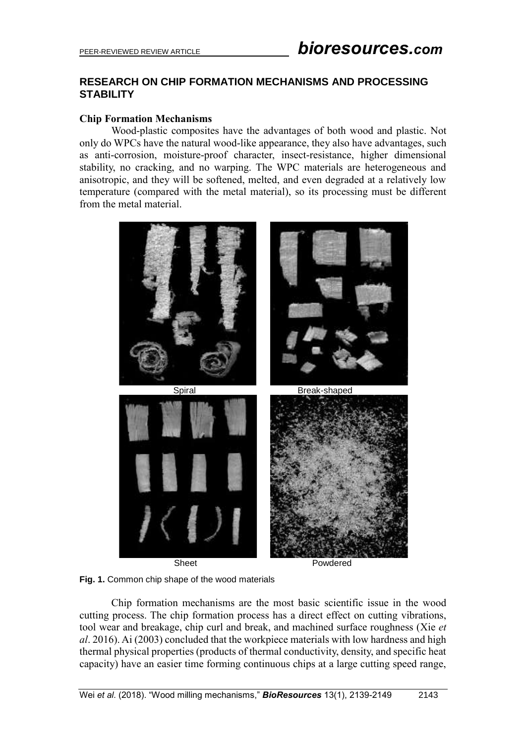## RESEARCH ON CHIP FORMATION MECHANISMS AND PROCESSING STABILITY

### Chip Formation Mechanisms

Wood-plastic composites have the advantages of both wood and plastic. Not only do WPCs have the natural wood-like appearance, they also have advantages, such as anti-corrosion, moisture-proof character, insect-resistance, higher dimensional stability, no cracking, and no warping. The WPC materials are heterogeneous and anisotropic, and they will be softened, melted, and even degraded at a relatively low temperature (compared with the metal material), so its processing must be different from the metal material.

Spiral Break-shaped

Sheet Powdered

**Fig. 1.** Common chip shape of the wood materials

Chip formation mechanisms are the most basic scientific issue in the wood cutting process. The chip formation process has a direct effect on cutting vibrations, tool wear and breakage, chip curl and break, and machined surface roughness (Xie *et al*. 2016). Ai (2003) concluded that the workpiece materials with low hardness and high thermal physical properties (products of thermal conductivity, density, and specific heat capacity) have an easier time forming continuous chips at a large cutting speed range,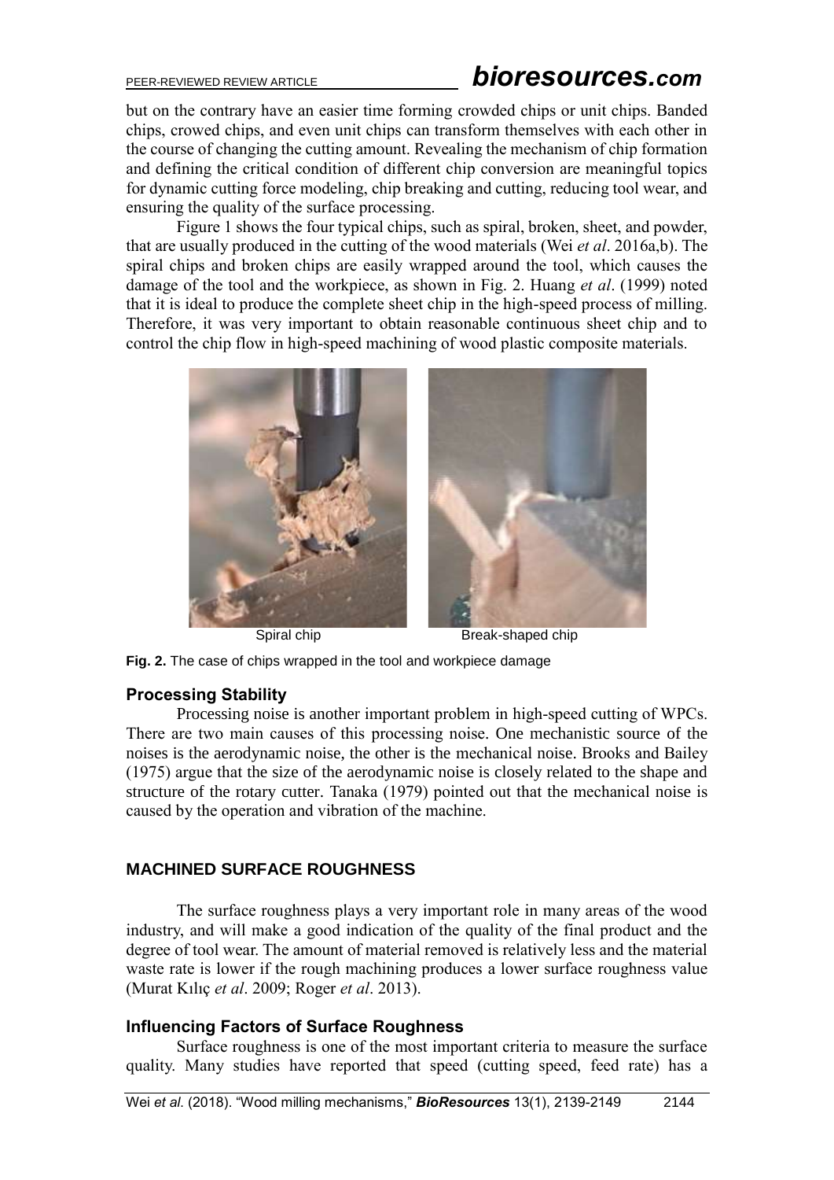but on the contrary have an easier time forming crowded chips or unit chips. Banded chips, crowed chips, and even unit chips can transform themselves with each other in the course of changing the cutting amount. Revealing the mechanism of chip formation and defining the critical condition of different chip conversion are meaningful topics for dynamic cutting force modeling, chip breaking and cutting, reducing tool wear, and ensuring the quality of the surface processing.

Figure 1 shows the four typical chips, such as spiral, broken, sheet, and powder, that are usually produced in the cutting of the wood materials (Wei *et al*. 2016a,b). The spiral chips and broken chips are easily wrapped around the tool, which causes the damage of the tool and the workpiece, as shown in Fig. 2. Huang *et al*. (1999) noted that it is ideal to produce the complete sheet chip in the high-speed process of milling. Therefore, it was very important to obtain reasonable continuous sheet chip and to control the chip flow in high-speed machining of wood plastic composite materials.

Spiral chip　　　　Break-shaped chip

**Fig. 2.** The case of chips wrapped in the tool and workpiece damage

### Processing Stability

Processing noise is another important problem in high-speed cutting of WPCs. There are two main causes of this processing noise. One mechanistic source of the noises is the aerodynamic noise, the other is the mechanical noise. Brooks and Bailey (1975) argue that the size of the aerodynamic noise is closely related to the shape and structure of the rotary cutter. Tanaka (1979) pointed out that the mechanical noise is caused by the operation and vibration of the machine.

## MACHINED SURFACE ROUGHNESS

The surface roughness plays a very important role in many areas of the wood industry, and will make a good indication of the quality of the final product and the degree of tool wear. The amount of material removed is relatively less and the material waste rate is lower if the rough machining produces a lower surface roughness value (Murat Kılıç *et al*. 2009; Roger *et al*. 2013).

### Influencing Factors of Surface Roughness

Surface roughness is one of the most important criteria to measure the surface quality. Many studies have reported that speed (cutting speed, feed rate) has a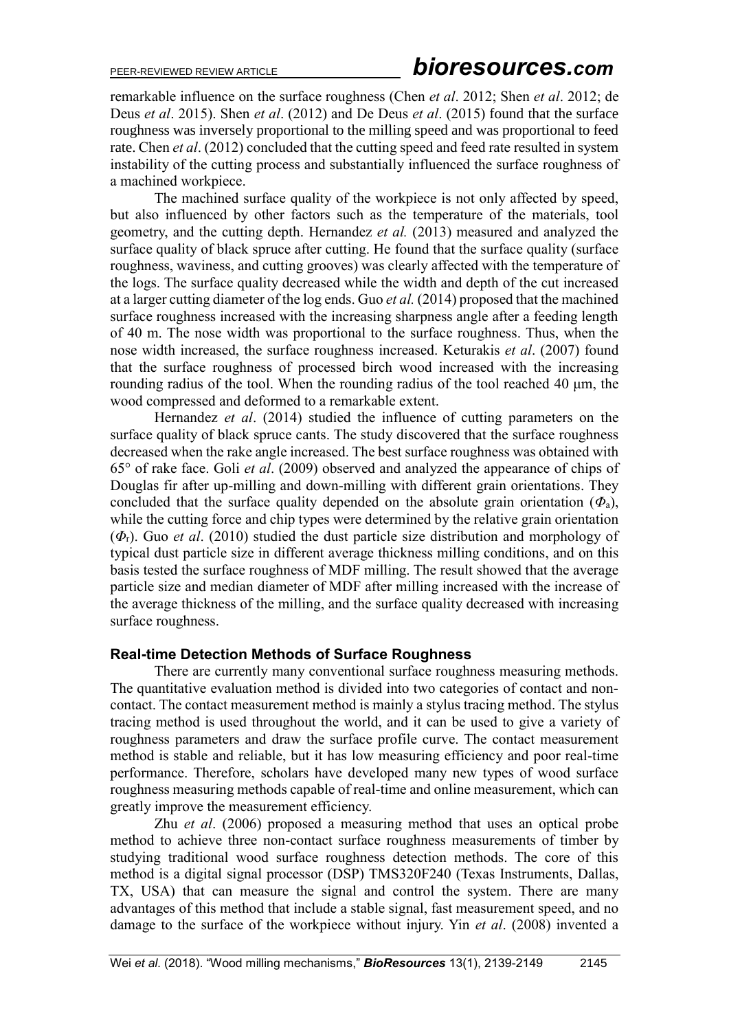remarkable influence on the surface roughness (Chen *et al*. 2012; Shen *et al*. 2012; de Deus *et al*. 2015). Shen *et al*. (2012) and De Deus *et al*. (2015) found that the surface roughness was inversely proportional to the milling speed and was proportional to feed rate. Chen *et al*. (2012) concluded that the cutting speed and feed rate resulted in system instability of the cutting process and substantially influenced the surface roughness of a machined workpiece.

The machined surface quality of the workpiece is not only affected by speed, but also influenced by other factors such as the temperature of the materials, tool geometry, and the cutting depth. Hernandez *et al.* (2013) measured and analyzed the surface quality of black spruce after cutting. He found that the surface quality (surface roughness, waviness, and cutting grooves) was clearly affected with the temperature of the logs. The surface quality decreased while the width and depth of the cut increased at a larger cutting diameter of the log ends. Guo *et al.* (2014) proposed that the machined surface roughness increased with the increasing sharpness angle after a feeding length of 40 m. The nose width was proportional to the surface roughness. Thus, when the nose width increased, the surface roughness increased. Keturakis *et al*. (2007) found that the surface roughness of processed birch wood increased with the increasing rounding radius of the tool. When the rounding radius of the tool reached 40 μm, the wood compressed and deformed to a remarkable extent.

Hernandez *et al*. (2014) studied the influence of cutting parameters on the surface quality of black spruce cants. The study discovered that the surface roughness decreased when the rake angle increased. The best surface roughness was obtained with 65° of rake face. Goli *et al*. (2009) observed and analyzed the appearance of chips of Douglas fir after up-milling and down-milling with different grain orientations. They concluded that the surface quality depended on the absolute grain orientation ($\Phi_a$), while the cutting force and chip types were determined by the relative grain orientation ($\Phi_r$). Guo *et al*. (2010) studied the dust particle size distribution and morphology of typical dust particle size in different average thickness milling conditions, and on this basis tested the surface roughness of MDF milling. The result showed that the average particle size and median diameter of MDF after milling increased with the increase of the average thickness of the milling, and the surface quality decreased with increasing surface roughness.

### Real-time Detection Methods of Surface Roughness

There are currently many conventional surface roughness measuring methods. The quantitative evaluation method is divided into two categories of contact and non-contact. The contact measurement method is mainly a stylus tracing method. The stylus tracing method is used throughout the world, and it can be used to give a variety of roughness parameters and draw the surface profile curve. The contact measurement method is stable and reliable, but it has low measuring efficiency and poor real-time performance. Therefore, scholars have developed many new types of wood surface roughness measuring methods capable of real-time and online measurement, which can greatly improve the measurement efficiency.

Zhu *et al*. (2006) proposed a measuring method that uses an optical probe method to achieve three non-contact surface roughness measurements of timber by studying traditional wood surface roughness detection methods. The core of this method is a digital signal processor (DSP) TMS320F240 (Texas Instruments, Dallas, TX, USA) that can measure the signal and control the system. There are many advantages of this method that include a stable signal, fast measurement speed, and no damage to the surface of the workpiece without injury. Yin *et al*. (2008) invented a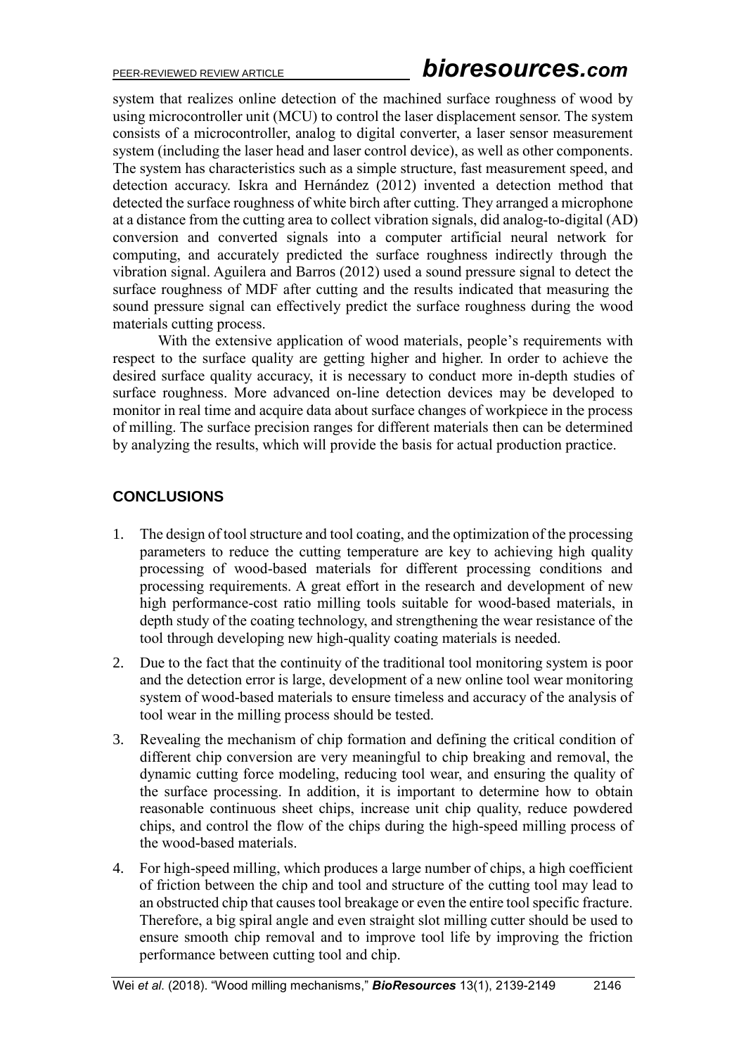system that realizes online detection of the machined surface roughness of wood by using microcontroller unit (MCU) to control the laser displacement sensor. The system consists of a microcontroller, analog to digital converter, a laser sensor measurement system (including the laser head and laser control device), as well as other components. The system has characteristics such as a simple structure, fast measurement speed, and detection accuracy. Iskra and Hernández (2012) invented a detection method that detected the surface roughness of white birch after cutting. They arranged a microphone at a distance from the cutting area to collect vibration signals, did analog-to-digital (AD) conversion and converted signals into a computer artificial neural network for computing, and accurately predicted the surface roughness indirectly through the vibration signal. Aguilera and Barros (2012) used a sound pressure signal to detect the surface roughness of MDF after cutting and the results indicated that measuring the sound pressure signal can effectively predict the surface roughness during the wood materials cutting process.

With the extensive application of wood materials, people's requirements with respect to the surface quality are getting higher and higher. In order to achieve the desired surface quality accuracy, it is necessary to conduct more in-depth studies of surface roughness. More advanced on-line detection devices may be developed to monitor in real time and acquire data about surface changes of workpiece in the process of milling. The surface precision ranges for different materials then can be determined by analyzing the results, which will provide the basis for actual production practice.

## CONCLUSIONS

1. The design of tool structure and tool coating, and the optimization of the processing parameters to reduce the cutting temperature are key to achieving high quality processing of wood-based materials for different processing conditions and processing requirements. A great effort in the research and development of new high performance-cost ratio milling tools suitable for wood-based materials, in depth study of the coating technology, and strengthening the wear resistance of the tool through developing new high-quality coating materials is needed.
2. Due to the fact that the continuity of the traditional tool monitoring system is poor and the detection error is large, development of a new online tool wear monitoring system of wood-based materials to ensure timeless and accuracy of the analysis of tool wear in the milling process should be tested.
3. Revealing the mechanism of chip formation and defining the critical condition of different chip conversion are very meaningful to chip breaking and removal, the dynamic cutting force modeling, reducing tool wear, and ensuring the quality of the surface processing. In addition, it is important to determine how to obtain reasonable continuous sheet chips, increase unit chip quality, reduce powdered chips, and control the flow of the chips during the high-speed milling process of the wood-based materials.
4. For high-speed milling, which produces a large number of chips, a high coefficient of friction between the chip and tool and structure of the cutting tool may lead to an obstructed chip that causes tool breakage or even the entire tool specific fracture. Therefore, a big spiral angle and even straight slot milling cutter should be used to ensure smooth chip removal and to improve tool life by improving the friction performance between cutting tool and chip.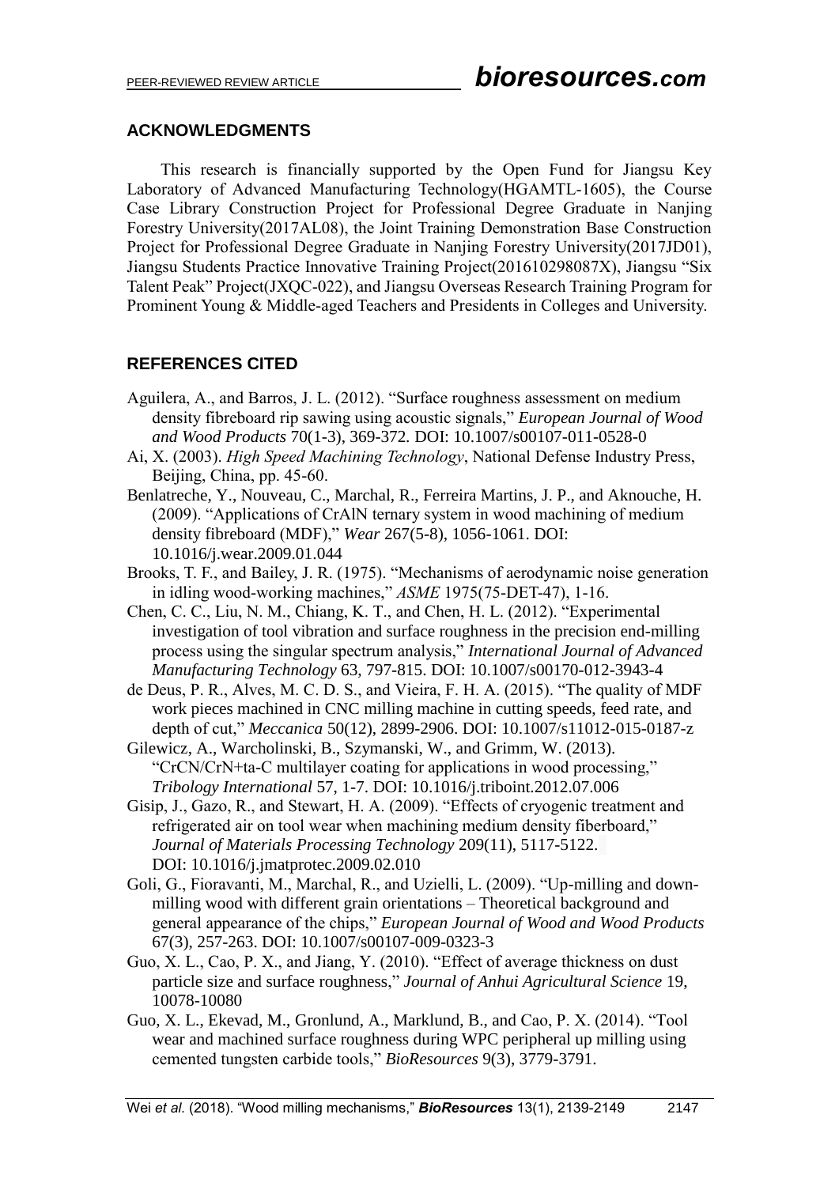## ACKNOWLEDGMENTS

This research is financially supported by the Open Fund for Jiangsu Key Laboratory of Advanced Manufacturing Technology(HGAMTL-1605), the Course Case Library Construction Project for Professional Degree Graduate in Nanjing Forestry University(2017AL08), the Joint Training Demonstration Base Construction Project for Professional Degree Graduate in Nanjing Forestry University(2017JD01), Jiangsu Students Practice Innovative Training Project(201610298087X), Jiangsu "Six Talent Peak" Project(JXQC-022), and Jiangsu Overseas Research Training Program for Prominent Young & Middle-aged Teachers and Presidents in Colleges and University.

## REFERENCES CITED

Aguilera, A., and Barros, J. L. (2012). "Surface roughness assessment on medium density fibreboard rip sawing using acoustic signals," *European Journal of Wood and Wood Products* 70(1-3), 369-372. DOI: 10.1007/s00107-011-0528-0

Ai, X. (2003). *High Speed Machining Technology*, National Defense Industry Press, Beijing, China, pp. 45-60.

Benlatreche, Y., Nouveau, C., Marchal, R., Ferreira Martins, J. P., and Aknouche, H. (2009). "Applications of CrAlN ternary system in wood machining of medium density fibreboard (MDF)," *Wear* 267(5-8), 1056-1061. DOI: 10.1016/j.wear.2009.01.044

Brooks, T. F., and Bailey, J. R. (1975). "Mechanisms of aerodynamic noise generation in idling wood-working machines," *ASME* 1975(75-DET-47), 1-16.

Chen, C. C., Liu, N. M., Chiang, K. T., and Chen, H. L. (2012). "Experimental investigation of tool vibration and surface roughness in the precision end-milling process using the singular spectrum analysis," *International Journal of Advanced Manufacturing Technology* 63, 797-815. DOI: 10.1007/s00170-012-3943-4

de Deus, P. R., Alves, M. C. D. S., and Vieira, F. H. A. (2015). "The quality of MDF work pieces machined in CNC milling machine in cutting speeds, feed rate, and depth of cut," *Meccanica* 50(12), 2899-2906. DOI: 10.1007/s11012-015-0187-z

Gilewicz, A., Warcholinski, B., Szymanski, W., and Grimm, W. (2013). "CrCN/CrN+ta-C multilayer coating for applications in wood processing," *Tribology International* 57, 1-7. DOI: 10.1016/j.triboint.2012.07.006

Gisip, J., Gazo, R., and Stewart, H. A. (2009). "Effects of cryogenic treatment and refrigerated air on tool wear when machining medium density fiberboard," *Journal of Materials Processing Technology* 209(11), 5117-5122. DOI: 10.1016/j.jmatprotec.2009.02.010

Goli, G., Fioravanti, M., Marchal, R., and Uzielli, L. (2009). "Up-milling and down-milling wood with different grain orientations – Theoretical background and general appearance of the chips," *European Journal of Wood and Wood Products* 67(3), 257-263. DOI: 10.1007/s00107-009-0323-3

Guo, X. L., Cao, P. X., and Jiang, Y. (2010). "Effect of average thickness on dust particle size and surface roughness," *Journal of Anhui Agricultural Science* 19, 10078-10080

Guo, X. L., Ekevad, M., Gronlund, A., Marklund, B., and Cao, P. X. (2014). "Tool wear and machined surface roughness during WPC peripheral up milling using cemented tungsten carbide tools," *BioResources* 9(3), 3779-3791.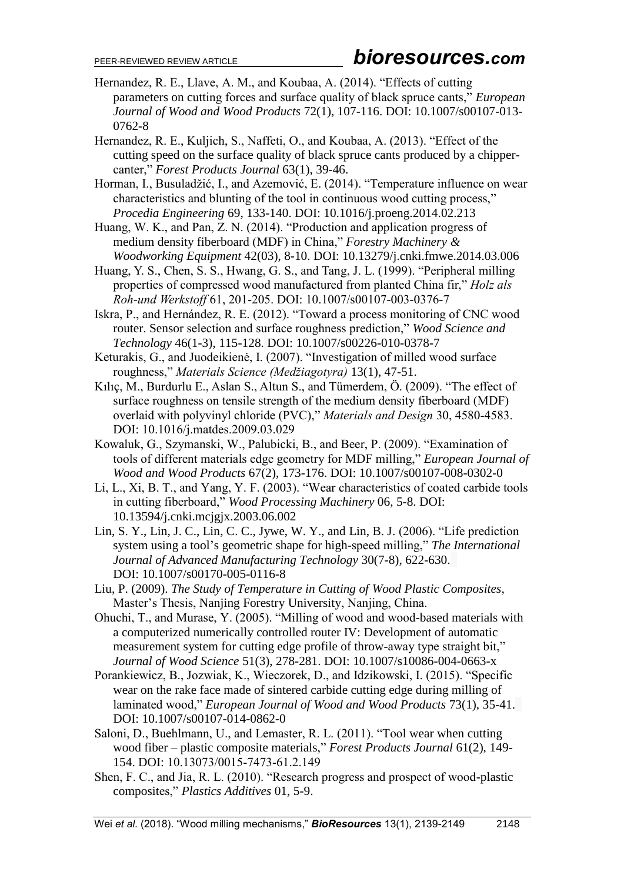Hernandez, R. E., Llave, A. M., and Koubaa, A. (2014). "Effects of cutting parameters on cutting forces and surface quality of black spruce cants," *European Journal of Wood and Wood Products* 72(1), 107-116. DOI: 10.1007/s00107-013-0762-8

Hernandez, R. E., Kuljich, S., Naffeti, O., and Koubaa, A. (2013). "Effect of the cutting speed on the surface quality of black spruce cants produced by a chipper-canter," *Forest Products Journal* 63(1), 39-46.

Horman, I., Busuladžić, I., and Azemović, E. (2014). "Temperature influence on wear characteristics and blunting of the tool in continuous wood cutting process," *Procedia Engineering* 69, 133-140. DOI: 10.1016/j.proeng.2014.02.213

Huang, W. K., and Pan, Z. N. (2014). "Production and application progress of medium density fiberboard (MDF) in China," *Forestry Machinery & Woodworking Equipment* 42(03), 8-10. DOI: 10.13279/j.cnki.fmwe.2014.03.006

Huang, Y. S., Chen, S. S., Hwang, G. S., and Tang, J. L. (1999). "Peripheral milling properties of compressed wood manufactured from planted China fir," *Holz als Roh-und Werkstoff* 61, 201-205. DOI: 10.1007/s00107-003-0376-7

Iskra, P., and Hernández, R. E. (2012). "Toward a process monitoring of CNC wood router. Sensor selection and surface roughness prediction," *Wood Science and Technology* 46(1-3), 115-128. DOI: 10.1007/s00226-010-0378-7

Keturakis, G., and Juodeikienė, I. (2007). "Investigation of milled wood surface roughness," *Materials Science (Medžiagotyra)* 13(1), 47-51.

Kılıç, M., Burdurlu E., Aslan S., Altun S., and Tümerdem, Ö. (2009). "The effect of surface roughness on tensile strength of the medium density fiberboard (MDF) overlaid with polyvinyl chloride (PVC)," *Materials and Design* 30, 4580-4583. DOI: 10.1016/j.matdes.2009.03.029

Kowaluk, G., Szymanski, W., Palubicki, B., and Beer, P. (2009). "Examination of tools of different materials edge geometry for MDF milling," *European Journal of Wood and Wood Products* 67(2), 173-176. DOI: 10.1007/s00107-008-0302-0

Li, L., Xi, B. T., and Yang, Y. F. (2003). "Wear characteristics of coated carbide tools in cutting fiberboard," *Wood Processing Machinery* 06, 5-8. DOI: 10.13594/j.cnki.mcjgjx.2003.06.002

Lin, S. Y., Lin, J. C., Lin, C. C., Jywe, W. Y., and Lin, B. J. (2006). "Life prediction system using a tool's geometric shape for high-speed milling," *The International Journal of Advanced Manufacturing Technology* 30(7-8), 622-630. DOI: 10.1007/s00170-005-0116-8

Liu, P. (2009). *The Study of Temperature in Cutting of Wood Plastic Composites*, Master's Thesis, Nanjing Forestry University, Nanjing, China.

Ohuchi, T., and Murase, Y. (2005). "Milling of wood and wood-based materials with a computerized numerically controlled router IV: Development of automatic measurement system for cutting edge profile of throw-away type straight bit," *Journal of Wood Science* 51(3), 278-281. DOI: 10.1007/s10086-004-0663-x

Porankiewicz, B., Jozwiak, K., Wieczorek, D., and Idzikowski, I. (2015). "Specific wear on the rake face made of sintered carbide cutting edge during milling of laminated wood," *European Journal of Wood and Wood Products* 73(1), 35-41. DOI: 10.1007/s00107-014-0862-0

Saloni, D., Buehlmann, U., and Lemaster, R. L. (2011). "Tool wear when cutting wood fiber – plastic composite materials," *Forest Products Journal* 61(2), 149-154. DOI: 10.13073/0015-7473-61.2.149

Shen, F. C., and Jia, R. L. (2010). "Research progress and prospect of wood-plastic composites," *Plastics Additives* 01, 5-9.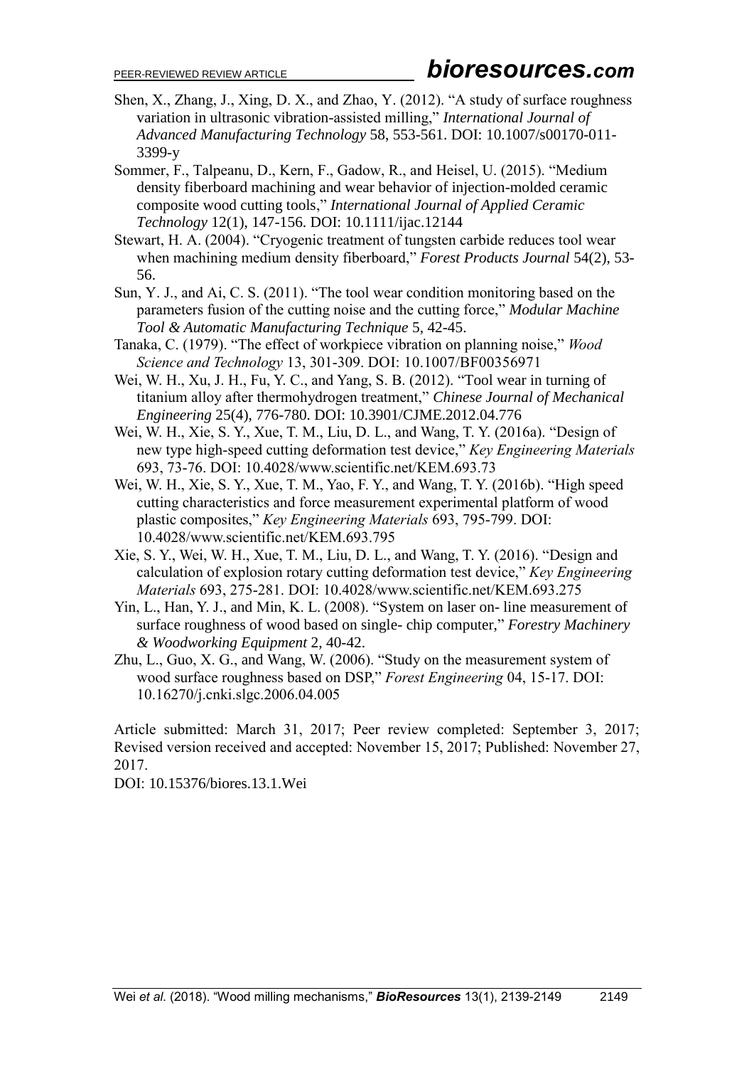Shen, X., Zhang, J., Xing, D. X., and Zhao, Y. (2012). "A study of surface roughness variation in ultrasonic vibration-assisted milling," *International Journal of Advanced Manufacturing Technology* 58, 553-561. DOI: 10.1007/s00170-011-3399-y

Sommer, F., Talpeanu, D., Kern, F., Gadow, R., and Heisel, U. (2015). "Medium density fiberboard machining and wear behavior of injection-molded ceramic composite wood cutting tools," *International Journal of Applied Ceramic Technology* 12(1), 147-156. DOI: 10.1111/ijac.12144

Stewart, H. A. (2004). "Cryogenic treatment of tungsten carbide reduces tool wear when machining medium density fiberboard," *Forest Products Journal* 54(2), 53-56.

Sun, Y. J., and Ai, C. S. (2011). "The tool wear condition monitoring based on the parameters fusion of the cutting noise and the cutting force," *Modular Machine Tool & Automatic Manufacturing Technique* 5, 42-45.

Tanaka, C. (1979). "The effect of workpiece vibration on planning noise," *Wood Science and Technology* 13, 301-309. DOI: 10.1007/BF00356971

Wei, W. H., Xu, J. H., Fu, Y. C., and Yang, S. B. (2012). "Tool wear in turning of titanium alloy after thermohydrogen treatment," *Chinese Journal of Mechanical Engineering* 25(4), 776-780. DOI: 10.3901/CJME.2012.04.776

Wei, W. H., Xie, S. Y., Xue, T. M., Liu, D. L., and Wang, T. Y. (2016a). "Design of new type high-speed cutting deformation test device," *Key Engineering Materials* 693, 73-76. DOI: 10.4028/www.scientific.net/KEM.693.73

Wei, W. H., Xie, S. Y., Xue, T. M., Yao, F. Y., and Wang, T. Y. (2016b). "High speed cutting characteristics and force measurement experimental platform of wood plastic composites," *Key Engineering Materials* 693, 795-799. DOI: 10.4028/www.scientific.net/KEM.693.795

Xie, S. Y., Wei, W. H., Xue, T. M., Liu, D. L., and Wang, T. Y. (2016). "Design and calculation of explosion rotary cutting deformation test device," *Key Engineering Materials* 693, 275-281. DOI: 10.4028/www.scientific.net/KEM.693.275

Yin, L., Han, Y. J., and Min, K. L. (2008). "System on laser on- line measurement of surface roughness of wood based on single- chip computer," *Forestry Machinery & Woodworking Equipment* 2, 40-42.

Zhu, L., Guo, X. G., and Wang, W. (2006). "Study on the measurement system of wood surface roughness based on DSP," *Forest Engineering* 04, 15-17. DOI: 10.16270/j.cnki.slgc.2006.04.005

Article submitted: March 31, 2017; Peer review completed: September 3, 2017; Revised version received and accepted: November 15, 2017; Published: November 27, 2017.

DOI: 10.15376/biores.13.1.Wei